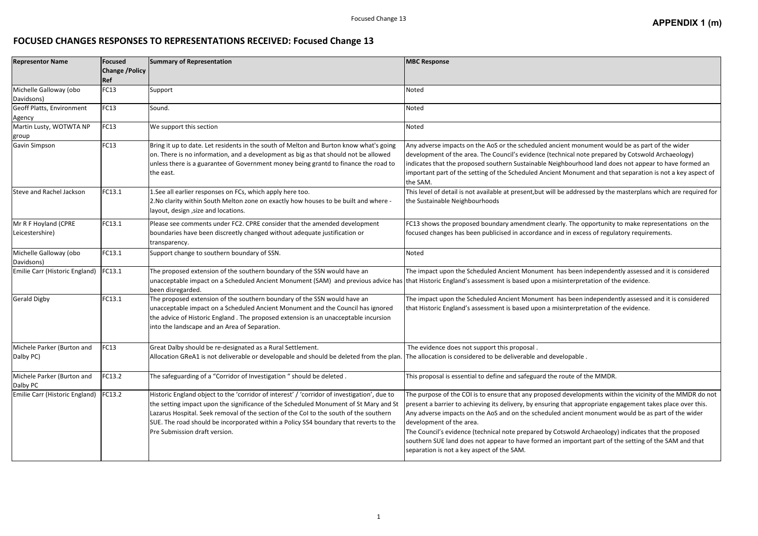**APPENDIX 1 (m)**

# FOCUSED CHANGES RESPONSES TO REPRESENTATIONS RECEIVED: Focused Change 13

| Representor Name | Focused Change /Policy Ref | Summary of Representation | MBC Response |
|---|---|---|---|
| Michelle Galloway (obo Davidsons) | FC13 | Support | Noted |
| Geoff Platts, Environment Agency | FC13 | Sound. | Noted |
| Martin Lusty, WOTWTA NP group | FC13 | We support this section | Noted |
| Gavin Simpson | FC13 | Bring it up to date. Let residents in the south of Melton and Burton know what's going on. There is no information, and a development as big as that should not be allowed unless there is a guarantee of Government money being grantd to finance the road to the east. | Any adverse impacts on the AoS or the scheduled ancient monument would be as part of the wider development of the area. The Council's evidence (technical note prepared by Cotswold Archaeology) indicates that the proposed southern Sustainable Neighbourhood land does not appear to have formed an important part of the setting of the Scheduled Ancient Monument and that separation is not a key aspect of the SAM. |
| Steve and Rachel Jackson | FC13.1 | 1.See all earlier responses on FCs, which apply here too.<br>2.No clarity within South Melton zone on exactly how houses to be built and where - layout, design ,size and locations. | This level of detail is not available at present,but will be addressed by the masterplans which are required for the Sustainable Neighbourhoods |
| Mr R F Hoyland (CPRE Leicestershire) | FC13.1 | Please see comments under FC2. CPRE consider that the amended development boundaries have been discreetly changed without adequate justification or transparency. | FC13 shows the proposed boundary amendment clearly. The opportunity to make representations on the focused changes has been publicised in accordance and in excess of regulatory requirements. |
| Michelle Galloway (obo Davidsons) | FC13.1 | Support change to southern boundary of SSN. | Noted |
| Emilie Carr (Historic England) | FC13.1 | The proposed extension of the southern boundary of the SSN would have an unacceptable impact on a Scheduled Ancient Monument (SAM) and previous advice has been disregarded. | The impact upon the Scheduled Ancient Monument has been independently assessed and it is considered that Historic England's assessment is based upon a misinterpretation of the evidence. |
| Gerald Digby | FC13.1 | The proposed extension of the southern boundary of the SSN would have an unacceptable impact on a Scheduled Ancient Monument and the Council has ignored the advice of Historic England . The proposed extension is an unacceptable incursion into the landscape and an Area of Separation. | The impact upon the Scheduled Ancient Monument has been independently assessed and it is considered that Historic England's assessment is based upon a misinterpretation of the evidence. |
| Michele Parker (Burton and Dalby PC) | FC13 | Great Dalby should be re-designated as a Rural Settlement.<br>Allocation GReA1 is not deliverable or developable and should be deleted from the plan. | The evidence does not support this proposal .<br>The allocation is considered to be deliverable and developable . |
| Michele Parker (Burton and Dalby PC) | FC13.2 | The safeguarding of a "Corridor of Investigation " should be deleted . | This proposal is essential to define and safeguard the route of the MMDR. |
| Emilie Carr (Historic England) | FC13.2 | Historic England object to the 'corridor of interest' / 'corridor of investigation', due to the setting impact upon the significance of the Scheduled Monument of St Mary and St Lazarus Hospital. Seek removal of the section of the CoI to the south of the southern SUE. The road should be incorporated within a Policy SS4 boundary that reverts to the Pre Submission draft version. | The purpose of the COI is to ensure that any proposed developments within the vicinity of the MMDR do not present a barrier to achieving its delivery, by ensuring that appropriate engagement takes place over this. Any adverse impacts on the AoS and on the scheduled ancient monument would be as part of the wider development of the area.<br>The Council's evidence (technical note prepared by Cotswold Archaeology) indicates that the proposed southern SUE land does not appear to have formed an important part of the setting of the SAM and that separation is not a key aspect of the SAM. |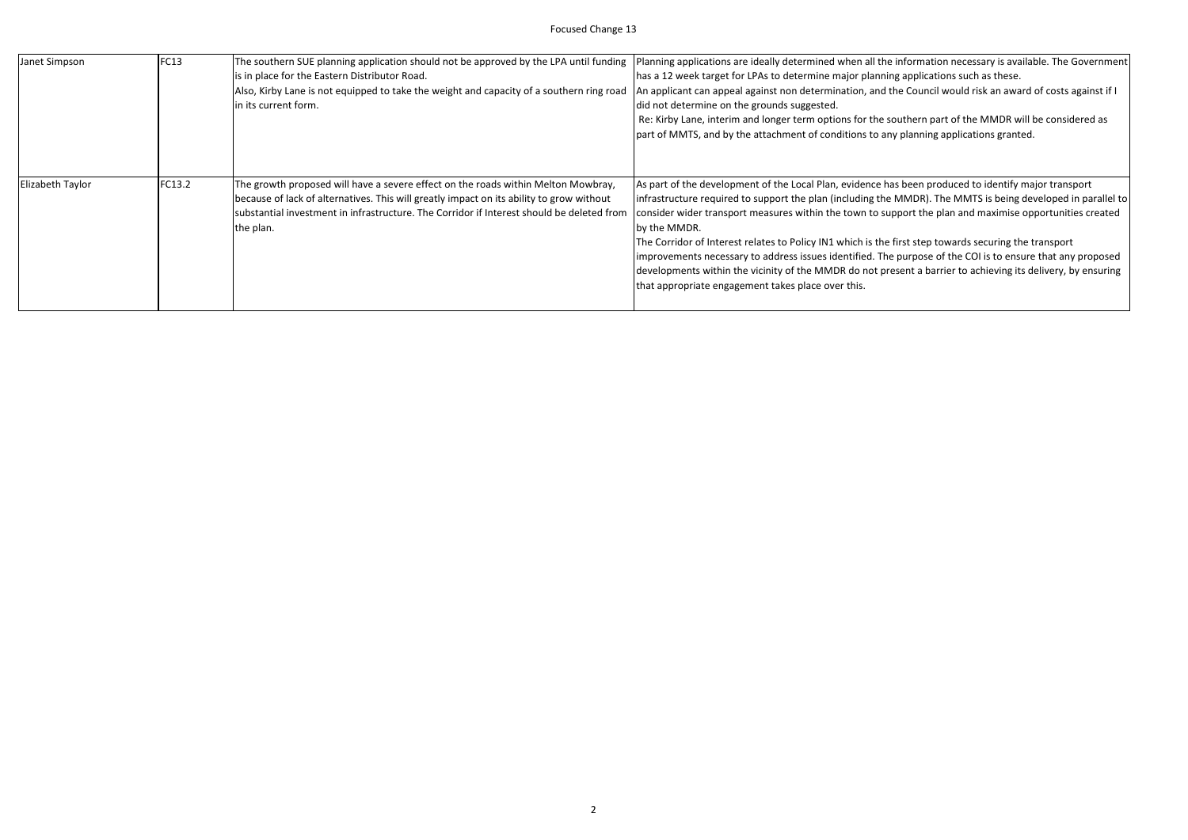Focused Change 13

| | | | |
|---|---|---|---|
| Janet Simpson | FC13 | The southern SUE planning application should not be approved by the LPA until funding is in place for the Eastern Distributor Road.<br>Also, Kirby Lane is not equipped to take the weight and capacity of a southern ring road in its current form. | Planning applications are ideally determined when all the information necessary is available. The Government has a 12 week target for LPAs to determine major planning applications such as these.<br>An applicant can appeal against non determination, and the Council would risk an award of costs against if I did not determine on the grounds suggested.<br>Re: Kirby Lane, interim and longer term options for the southern part of the MMDR will be considered as part of MMTS, and by the attachment of conditions to any planning applications granted. |
| Elizabeth Taylor | FC13.2 | The growth proposed will have a severe effect on the roads within Melton Mowbray, because of lack of alternatives. This will greatly impact on its ability to grow without substantial investment in infrastructure. The Corridor if Interest should be deleted from the plan. | As part of the development of the Local Plan, evidence has been produced to identify major transport infrastructure required to support the plan (including the MMDR). The MMTS is being developed in parallel to consider wider transport measures within the town to support the plan and maximise opportunities created by the MMDR.<br>The Corridor of Interest relates to Policy IN1 which is the first step towards securing the transport improvements necessary to address issues identified. The purpose of the COI is to ensure that any proposed developments within the vicinity of the MMDR do not present a barrier to achieving its delivery, by ensuring that appropriate engagement takes place over this. |